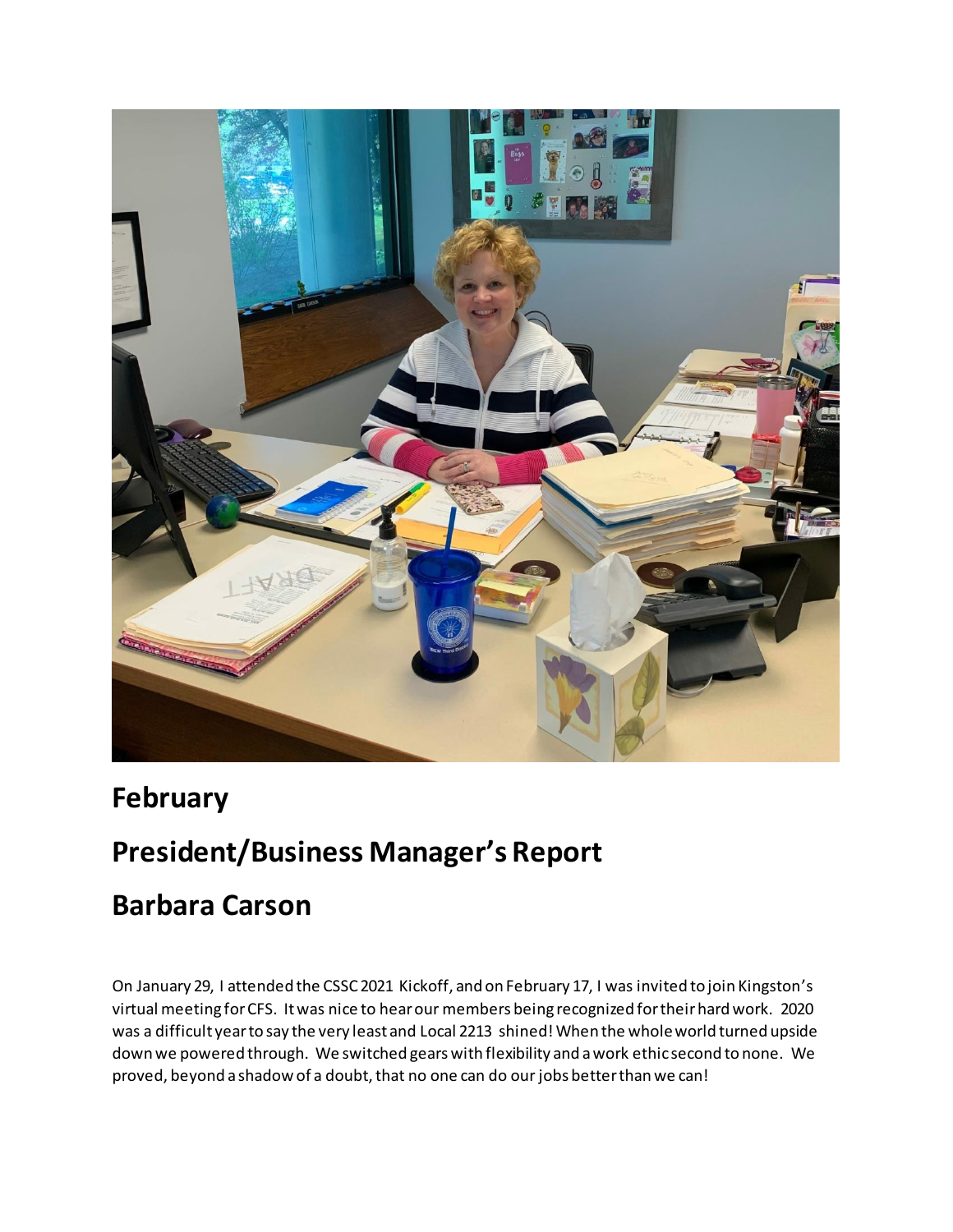# February

# President/Business Manager's Report

# Barbara Carson

On January 29, I attended the CSSC 2021 Kickoff, and on February 17, I was invited to join Kingston's virtual meeting for CFS. It was nice to hear our members being recognized for their hard work. 2020 was a difficult year to say the very least and Local 2213 shined! When the whole world turned upside down we powered through. We switched gears with flexibility and a work ethic second to none. We proved, beyond a shadow of a doubt, that no one can do our jobs better than we can!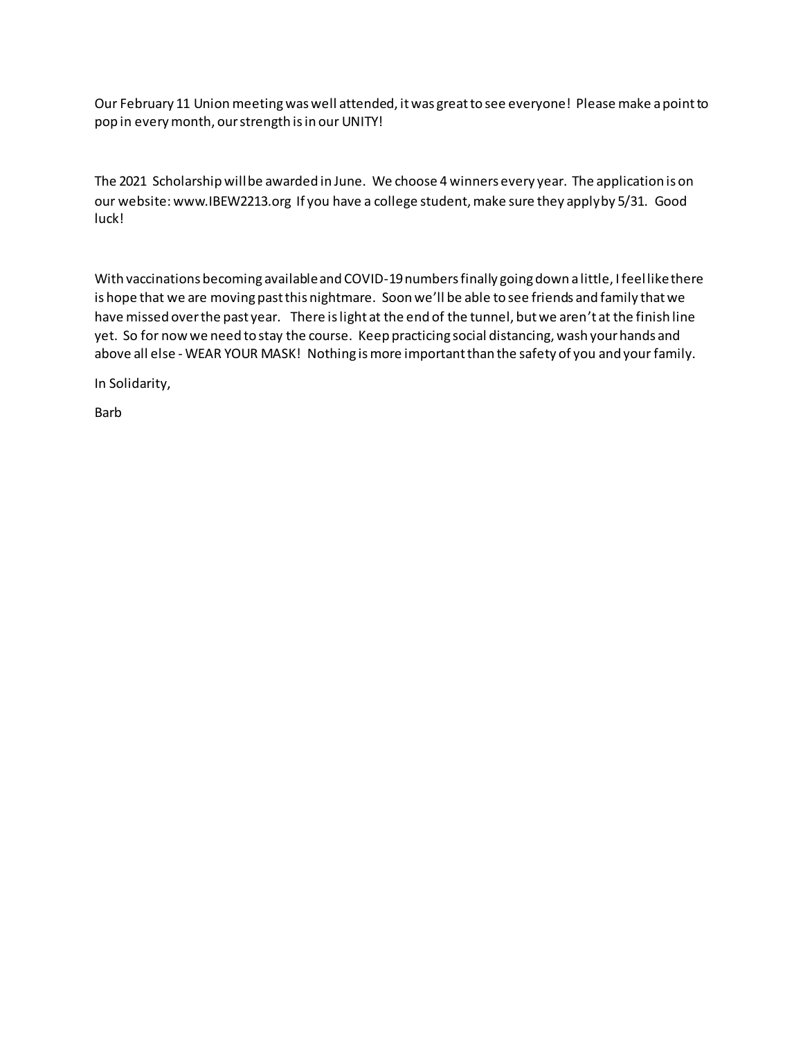Our February 11 Union meeting was well attended, it was great to see everyone! Please make a point to pop in every month, our strength is in our UNITY!

The 2021 Scholarship will be awarded in June. We choose 4 winners every year. The application is on our website: www.IBEW2213.org If you have a college student, make sure they apply by 5/31. Good luck!

With vaccinations becoming available and COVID-19 numbers finally going down a little, I feel like there is hope that we are moving past this nightmare. Soon we'll be able to see friends and family that we have missed over the past year. There is light at the end of the tunnel, but we aren't at the finish line yet. So for now we need to stay the course. Keep practicing social distancing, wash your hands and above all else - WEAR YOUR MASK! Nothing is more important than the safety of you and your family.

In Solidarity,

Barb